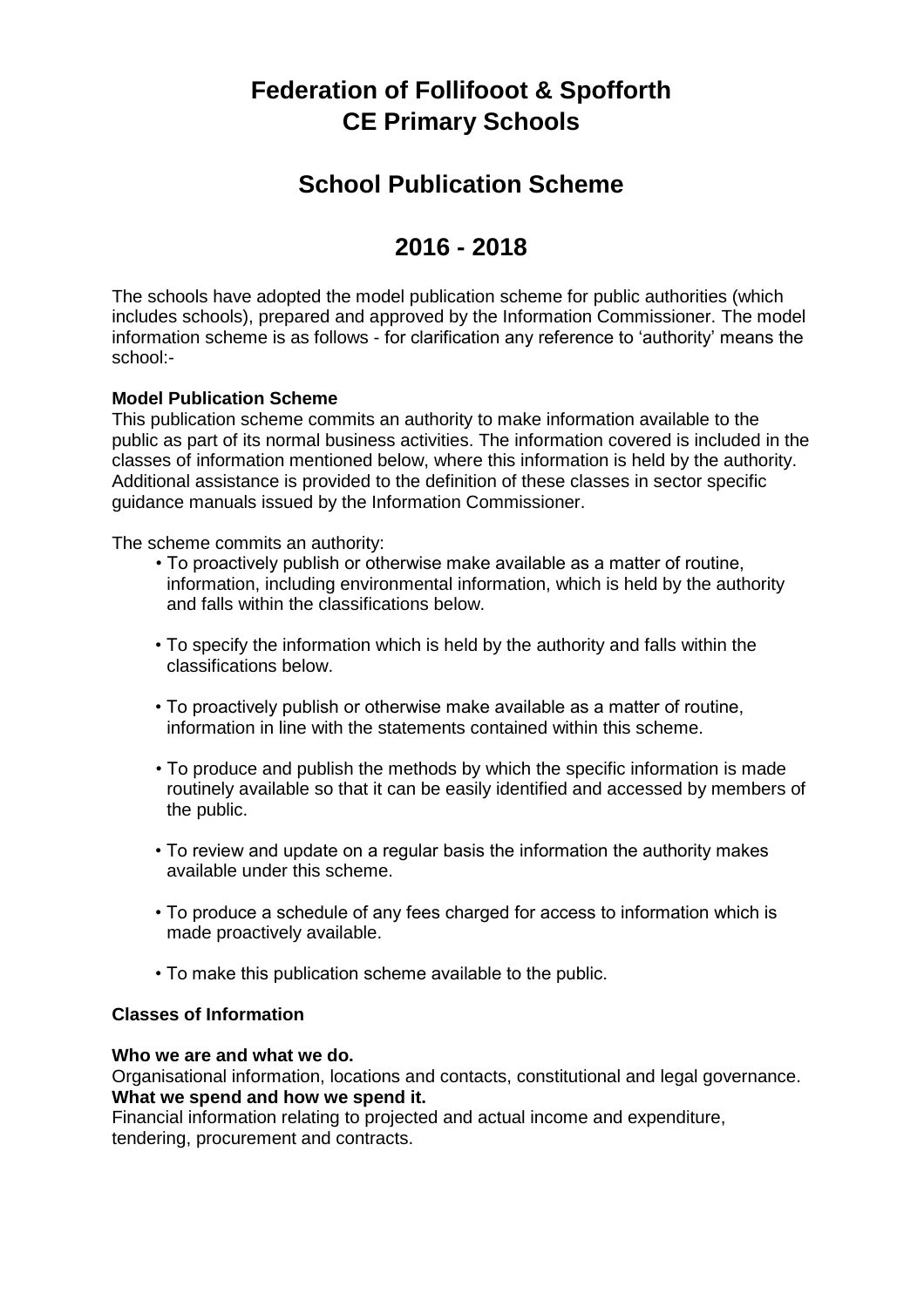# Federation of Follifooot & Spofforth CE Primary Schools

## School Publication Scheme

## 2016 - 2018

The schools have adopted the model publication scheme for public authorities (which includes schools), prepared and approved by the Information Commissioner. The model information scheme is as follows - for clarification any reference to 'authority' means the school:-

**Model Publication Scheme**

This publication scheme commits an authority to make information available to the public as part of its normal business activities. The information covered is included in the classes of information mentioned below, where this information is held by the authority. Additional assistance is provided to the definition of these classes in sector specific guidance manuals issued by the Information Commissioner.

The scheme commits an authority:

- To proactively publish or otherwise make available as a matter of routine, information, including environmental information, which is held by the authority and falls within the classifications below.
- To specify the information which is held by the authority and falls within the classifications below.
- To proactively publish or otherwise make available as a matter of routine, information in line with the statements contained within this scheme.
- To produce and publish the methods by which the specific information is made routinely available so that it can be easily identified and accessed by members of the public.
- To review and update on a regular basis the information the authority makes available under this scheme.
- To produce a schedule of any fees charged for access to information which is made proactively available.
- To make this publication scheme available to the public.

**Classes of Information**

**Who we are and what we do.**
Organisational information, locations and contacts, constitutional and legal governance.
**What we spend and how we spend it.**
Financial information relating to projected and actual income and expenditure, tendering, procurement and contracts.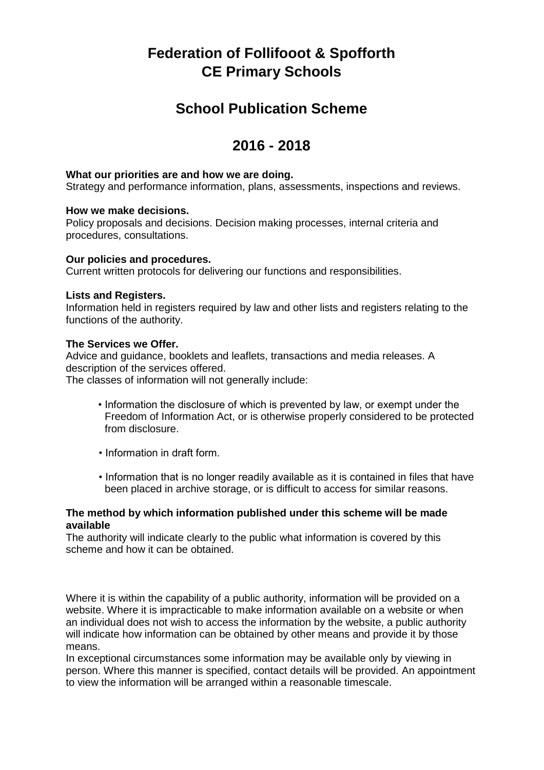# Federation of Follifooot & Spofforth CE Primary Schools

## School Publication Scheme

## 2016 - 2018

**What our priorities are and how we are doing.**
Strategy and performance information, plans, assessments, inspections and reviews.

**How we make decisions.**
Policy proposals and decisions. Decision making processes, internal criteria and procedures, consultations.

**Our policies and procedures.**
Current written protocols for delivering our functions and responsibilities.

**Lists and Registers.**
Information held in registers required by law and other lists and registers relating to the functions of the authority.

**The Services we Offer.**
Advice and guidance, booklets and leaflets, transactions and media releases. A description of the services offered.
The classes of information will not generally include:

- Information the disclosure of which is prevented by law, or exempt under the Freedom of Information Act, or is otherwise properly considered to be protected from disclosure.
- Information in draft form.
- Information that is no longer readily available as it is contained in files that have been placed in archive storage, or is difficult to access for similar reasons.

**The method by which information published under this scheme will be made available**
The authority will indicate clearly to the public what information is covered by this scheme and how it can be obtained.

Where it is within the capability of a public authority, information will be provided on a website. Where it is impracticable to make information available on a website or when an individual does not wish to access the information by the website, a public authority will indicate how information can be obtained by other means and provide it by those means.
In exceptional circumstances some information may be available only by viewing in person. Where this manner is specified, contact details will be provided. An appointment to view the information will be arranged within a reasonable timescale.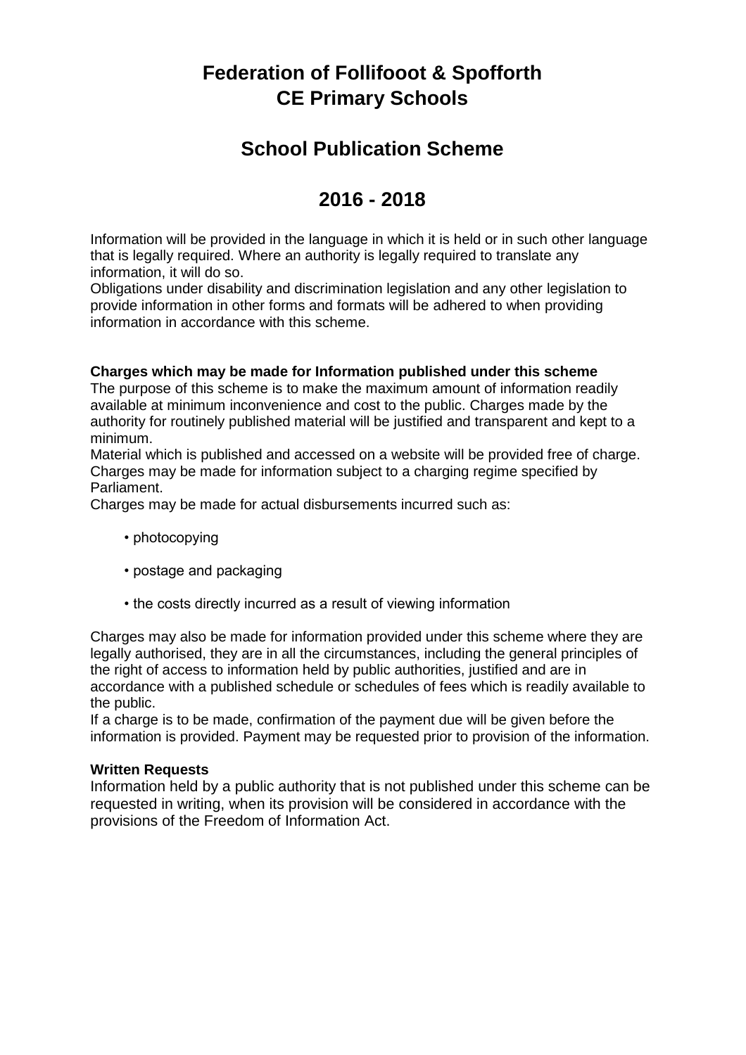# Federation of Follifooot & Spofforth CE Primary Schools

## School Publication Scheme

## 2016 - 2018

Information will be provided in the language in which it is held or in such other language that is legally required. Where an authority is legally required to translate any information, it will do so.
Obligations under disability and discrimination legislation and any other legislation to provide information in other forms and formats will be adhered to when providing information in accordance with this scheme.

**Charges which may be made for Information published under this scheme**
The purpose of this scheme is to make the maximum amount of information readily available at minimum inconvenience and cost to the public. Charges made by the authority for routinely published material will be justified and transparent and kept to a minimum.
Material which is published and accessed on a website will be provided free of charge.
Charges may be made for information subject to a charging regime specified by Parliament.
Charges may be made for actual disbursements incurred such as:

- photocopying
- postage and packaging
- the costs directly incurred as a result of viewing information

Charges may also be made for information provided under this scheme where they are legally authorised, they are in all the circumstances, including the general principles of the right of access to information held by public authorities, justified and are in accordance with a published schedule or schedules of fees which is readily available to the public.
If a charge is to be made, confirmation of the payment due will be given before the information is provided. Payment may be requested prior to provision of the information.

**Written Requests**
Information held by a public authority that is not published under this scheme can be requested in writing, when its provision will be considered in accordance with the provisions of the Freedom of Information Act.